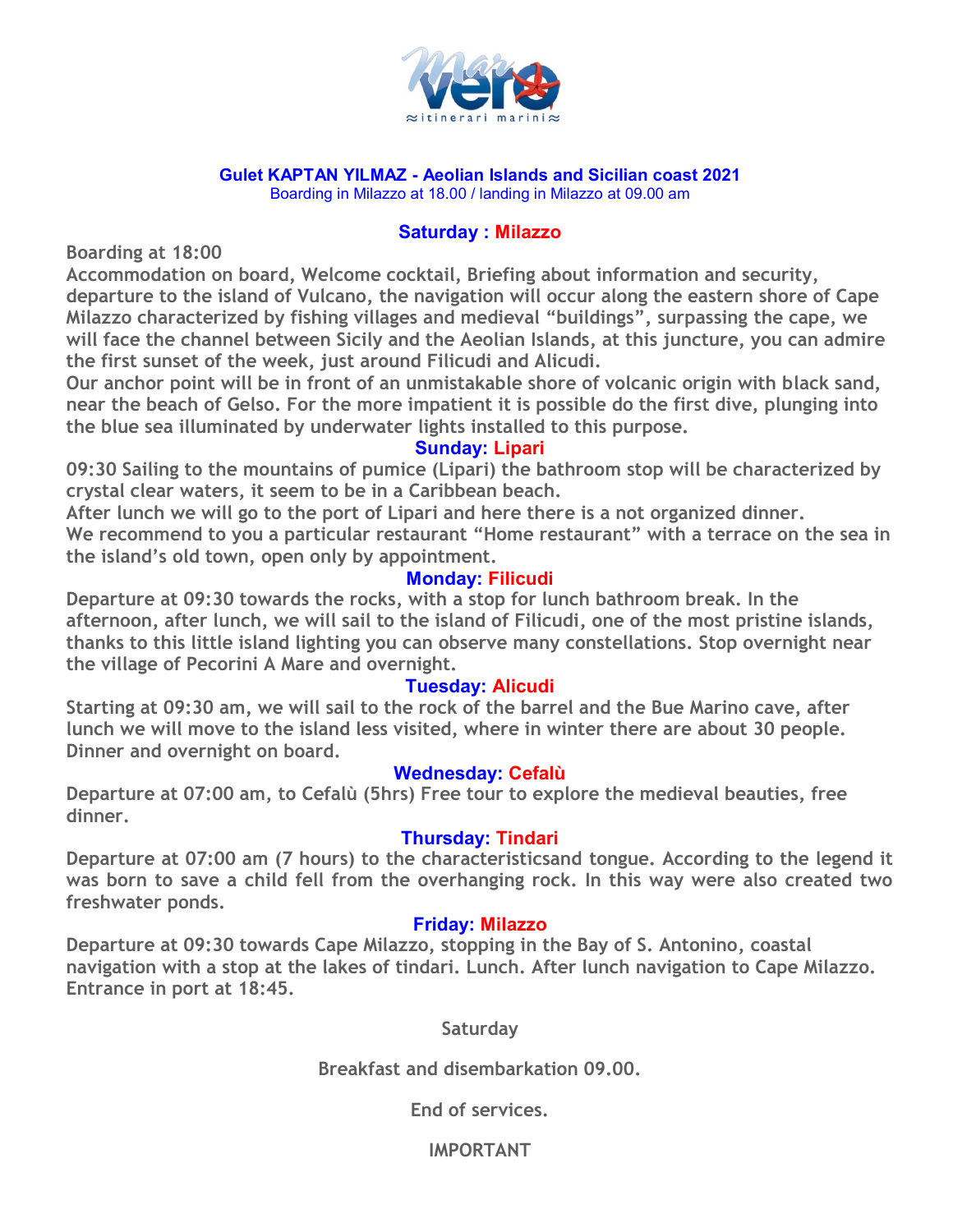**Gulet KAPTAN YILMAZ - Aeolian Islands and Sicilian coast 2021**

Boarding in Milazzo at 18.00 / landing in Milazzo at 09.00 am

## Saturday : Milazzo

**Boarding at 18:00**

**Accommodation on board, Welcome cocktail, Briefing about information and security, departure to the island of Vulcano, the navigation will occur along the eastern shore of Cape Milazzo characterized by fishing villages and medieval "buildings", surpassing the cape, we will face the channel between Sicily and the Aeolian Islands, at this juncture, you can admire the first sunset of the week, just around Filicudi and Alicudi.**

**Our anchor point will be in front of an unmistakable shore of volcanic origin with black sand, near the beach of Gelso. For the more impatient it is possible do the first dive, plunging into the blue sea illuminated by underwater lights installed to this purpose.**

## Sunday: Lipari

**09:30 Sailing to the mountains of pumice (Lipari) the bathroom stop will be characterized by crystal clear waters, it seem to be in a Caribbean beach.**

**After lunch we will go to the port of Lipari and here there is a not organized dinner.**

**We recommend to you a particular restaurant "Home restaurant" with a terrace on the sea in the island's old town, open only by appointment.**

## Monday: Filicudi

**Departure at 09:30 towards the rocks, with a stop for lunch bathroom break. In the afternoon, after lunch, we will sail to the island of Filicudi, one of the most pristine islands, thanks to this little island lighting you can observe many constellations. Stop overnight near the village of Pecorini A Mare and overnight.**

## Tuesday: Alicudi

**Starting at 09:30 am, we will sail to the rock of the barrel and the Bue Marino cave, after lunch we will move to the island less visited, where in winter there are about 30 people. Dinner and overnight on board.**

## Wednesday: Cefalù

**Departure at 07:00 am, to Cefalù (5hrs) Free tour to explore the medieval beauties, free dinner.**

## Thursday: Tindari

**Departure at 07:00 am (7 hours) to the characteristicsand tongue. According to the legend it was born to save a child fell from the overhanging rock. In this way were also created two freshwater ponds.**

## Friday: Milazzo

**Departure at 09:30 towards Cape Milazzo, stopping in the Bay of S. Antonino, coastal navigation with a stop at the lakes of tindari. Lunch. After lunch navigation to Cape Milazzo. Entrance in port at 18:45.**

**Saturday**

**Breakfast and disembarkation 09.00.**

**End of services.**

**IMPORTANT**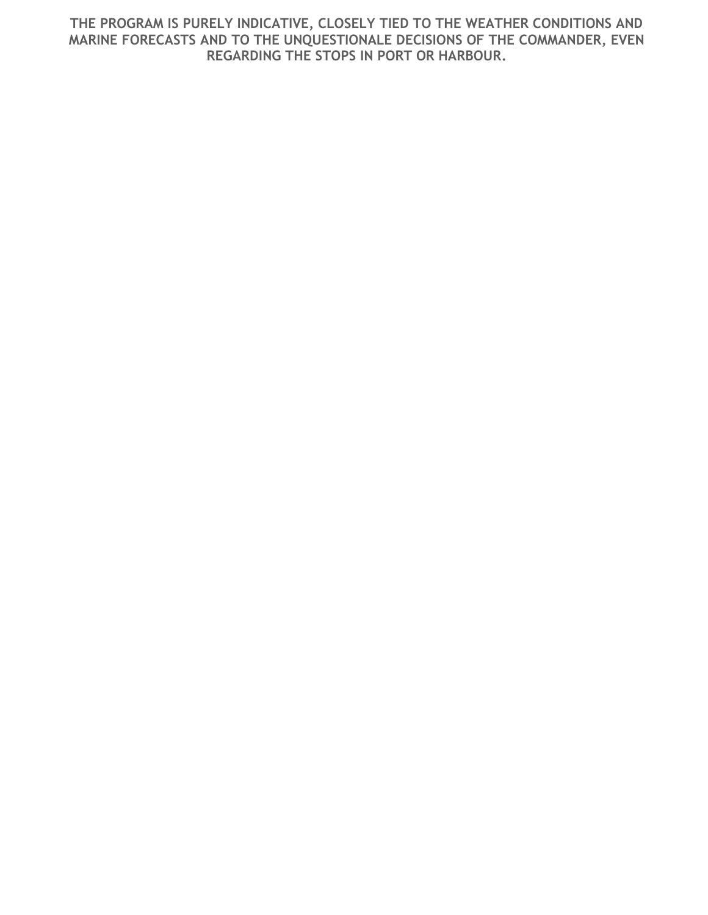**THE PROGRAM IS PURELY INDICATIVE, CLOSELY TIED TO THE WEATHER CONDITIONS AND MARINE FORECASTS AND TO THE UNQUESTIONALE DECISIONS OF THE COMMANDER, EVEN REGARDING THE STOPS IN PORT OR HARBOUR.**